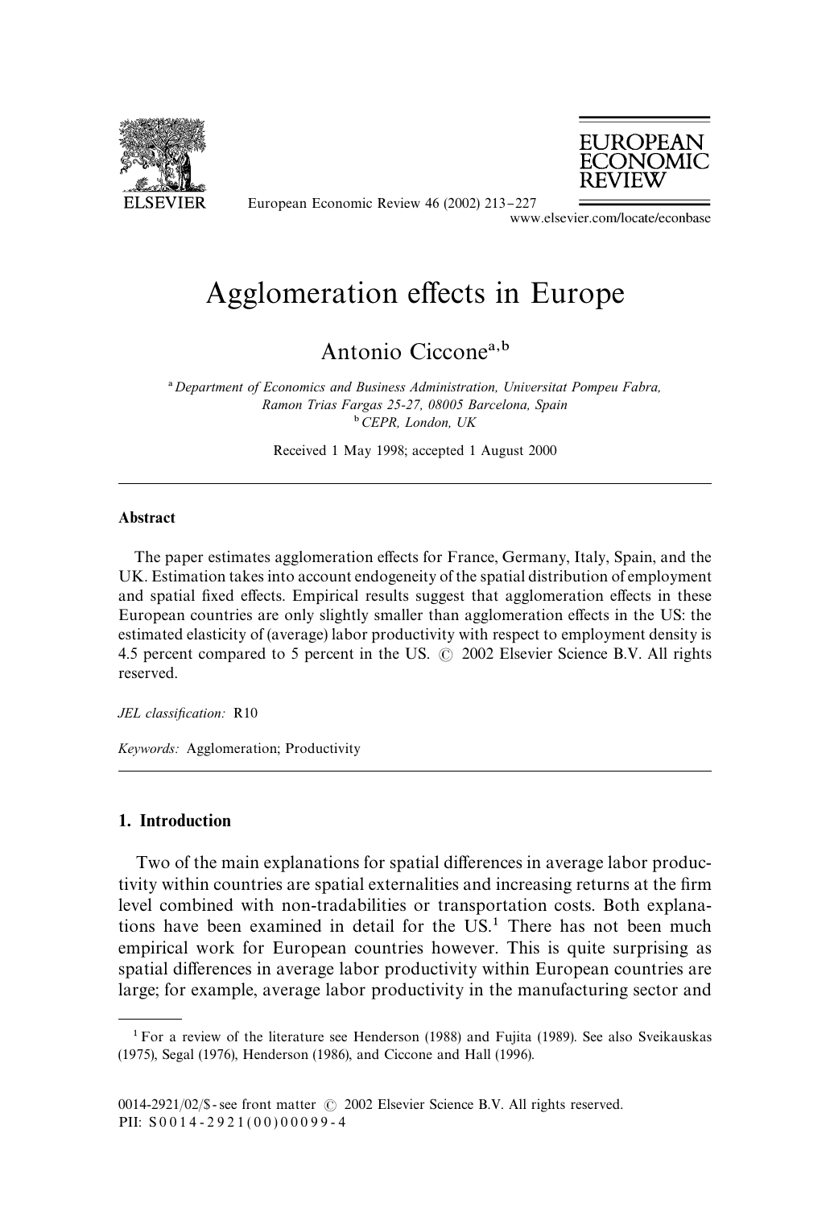# Agglomeration effects in Europe

Antonio Ciccone[a,b]

[a] *Department of Economics and Business Administration, Universitat Pompeu Fabra, Ramon Trias Fargas 25-27, 08005 Barcelona, Spain*

[b] *CEPR, London, UK*

Received 1 May 1998; accepted 1 August 2000

## Abstract

The paper estimates agglomeration effects for France, Germany, Italy, Spain, and the UK. Estimation takes into account endogeneity of the spatial distribution of employment and spatial fixed effects. Empirical results suggest that agglomeration effects in these European countries are only slightly smaller than agglomeration effects in the US: the estimated elasticity of (average) labor productivity with respect to employment density is 4.5 percent compared to 5 percent in the US. © 2002 Elsevier Science B.V. All rights reserved.

*JEL classification:* R10

*Keywords:* Agglomeration; Productivity

## 1. Introduction

Two of the main explanations for spatial differences in average labor productivity within countries are spatial externalities and increasing returns at the firm level combined with non-tradabilities or transportation costs. Both explanations have been examined in detail for the US.[1] There has not been much empirical work for European countries however. This is quite surprising as spatial differences in average labor productivity within European countries are large; for example, average labor productivity in the manufacturing sector and

[1] For a review of the literature see Henderson (1988) and Fujita (1989). See also Sveikauskas (1975), Segal (1976), Henderson (1986), and Ciccone and Hall (1996).

0014-2921/02/$ - see front matter © 2002 Elsevier Science B.V. All rights reserved.
PII: S0014-2921(00)00099-4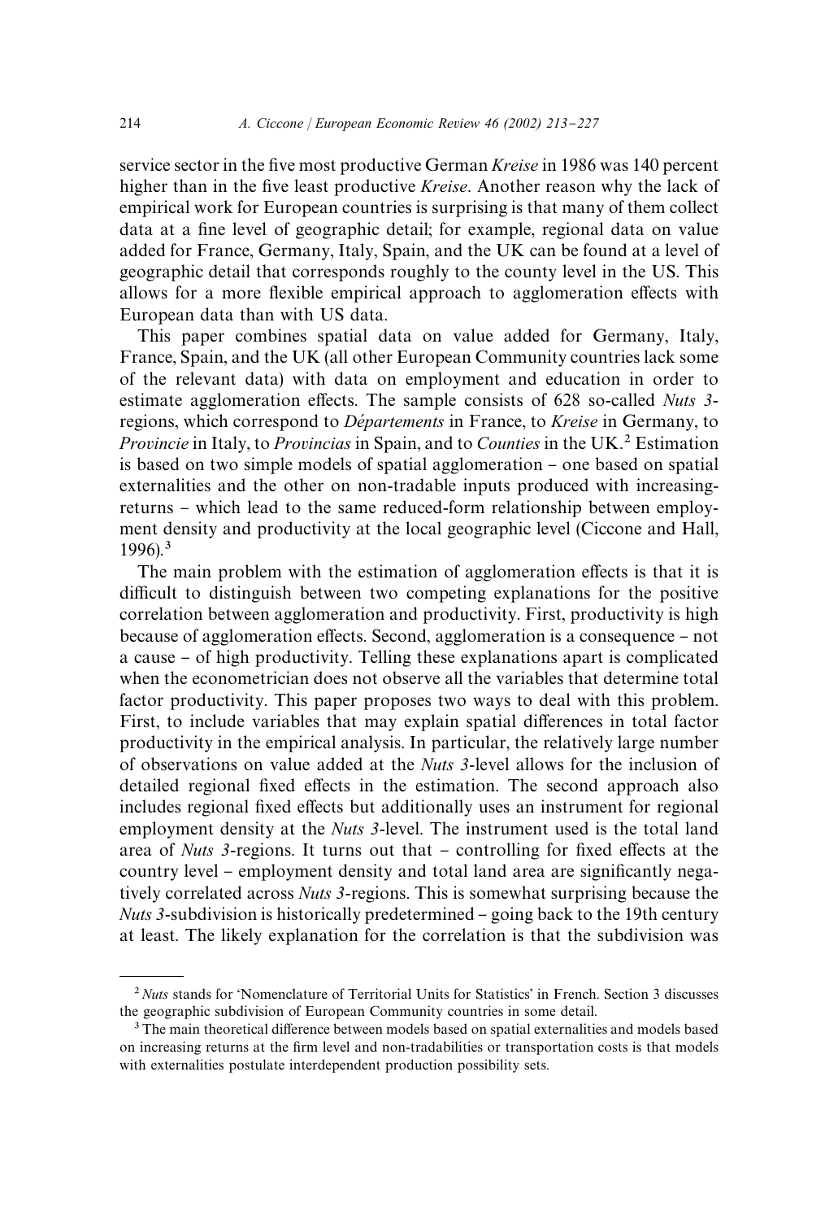service sector in the five most productive German *Kreise* in 1986 was 140 percent higher than in the five least productive *Kreise*. Another reason why the lack of empirical work for European countries is surprising is that many of them collect data at a fine level of geographic detail; for example, regional data on value added for France, Germany, Italy, Spain, and the UK can be found at a level of geographic detail that corresponds roughly to the county level in the US. This allows for a more flexible empirical approach to agglomeration effects with European data than with US data.

This paper combines spatial data on value added for Germany, Italy, France, Spain, and the UK (all other European Community countries lack some of the relevant data) with data on employment and education in order to estimate agglomeration effects. The sample consists of 628 so-called *Nuts 3*-regions, which correspond to *Départements* in France, to *Kreise* in Germany, to *Provincie* in Italy, to *Provincias* in Spain, and to *Counties* in the UK.[2] Estimation is based on two simple models of spatial agglomeration – one based on spatial externalities and the other on non-tradable inputs produced with increasing-returns – which lead to the same reduced-form relationship between employment density and productivity at the local geographic level (Ciccone and Hall, 1996).[3]

The main problem with the estimation of agglomeration effects is that it is difficult to distinguish between two competing explanations for the positive correlation between agglomeration and productivity. First, productivity is high because of agglomeration effects. Second, agglomeration is a consequence – not a cause – of high productivity. Telling these explanations apart is complicated when the econometrician does not observe all the variables that determine total factor productivity. This paper proposes two ways to deal with this problem. First, to include variables that may explain spatial differences in total factor productivity in the empirical analysis. In particular, the relatively large number of observations on value added at the *Nuts 3*-level allows for the inclusion of detailed regional fixed effects in the estimation. The second approach also includes regional fixed effects but additionally uses an instrument for regional employment density at the *Nuts 3*-level. The instrument used is the total land area of *Nuts 3*-regions. It turns out that – controlling for fixed effects at the country level – employment density and total land area are significantly negatively correlated across *Nuts 3*-regions. This is somewhat surprising because the *Nuts 3*-subdivision is historically predetermined – going back to the 19th century at least. The likely explanation for the correlation is that the subdivision was

[2] *Nuts* stands for 'Nomenclature of Territorial Units for Statistics' in French. Section 3 discusses the geographic subdivision of European Community countries in some detail.

[3] The main theoretical difference between models based on spatial externalities and models based on increasing returns at the firm level and non-tradabilities or transportation costs is that models with externalities postulate interdependent production possibility sets.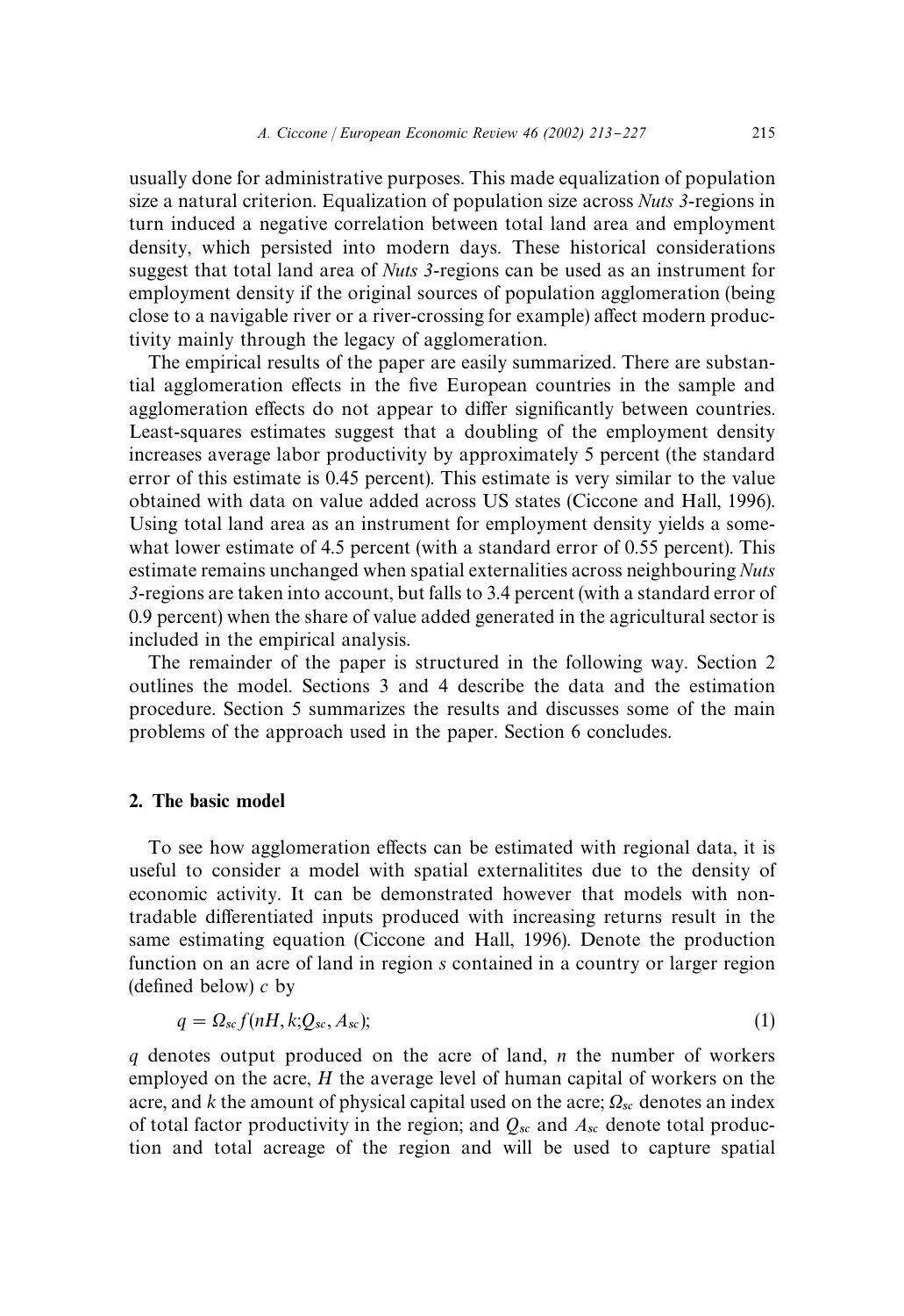usually done for administrative purposes. This made equalization of population size a natural criterion. Equalization of population size across *Nuts 3*-regions in turn induced a negative correlation between total land area and employment density, which persisted into modern days. These historical considerations suggest that total land area of *Nuts 3*-regions can be used as an instrument for employment density if the original sources of population agglomeration (being close to a navigable river or a river-crossing for example) affect modern productivity mainly through the legacy of agglomeration.

The empirical results of the paper are easily summarized. There are substantial agglomeration effects in the five European countries in the sample and agglomeration effects do not appear to differ significantly between countries. Least-squares estimates suggest that a doubling of the employment density increases average labor productivity by approximately 5 percent (the standard error of this estimate is 0.45 percent). This estimate is very similar to the value obtained with data on value added across US states (Ciccone and Hall, 1996). Using total land area as an instrument for employment density yields a somewhat lower estimate of 4.5 percent (with a standard error of 0.55 percent). This estimate remains unchanged when spatial externalities across neighbouring *Nuts 3*-regions are taken into account, but falls to 3.4 percent (with a standard error of 0.9 percent) when the share of value added generated in the agricultural sector is included in the empirical analysis.

The remainder of the paper is structured in the following way. Section 2 outlines the model. Sections 3 and 4 describe the data and the estimation procedure. Section 5 summarizes the results and discusses some of the main problems of the approach used in the paper. Section 6 concludes.

## 2. The basic model

To see how agglomeration effects can be estimated with regional data, it is useful to consider a model with spatial externalitites due to the density of economic activity. It can be demonstrated however that models with non-tradable differentiated inputs produced with increasing returns result in the same estimating equation (Ciccone and Hall, 1996). Denote the production function on an acre of land in region $s$ contained in a country or larger region (defined below) $c$ by

$$q = \Omega_{sc} f(nH, k; Q_{sc}, A_{sc}); \tag{1}$$

$q$ denotes output produced on the acre of land, $n$ the number of workers employed on the acre, $H$ the average level of human capital of workers on the acre, and $k$ the amount of physical capital used on the acre; $\Omega_{sc}$ denotes an index of total factor productivity in the region; and $Q_{sc}$ and $A_{sc}$ denote total production and total acreage of the region and will be used to capture spatial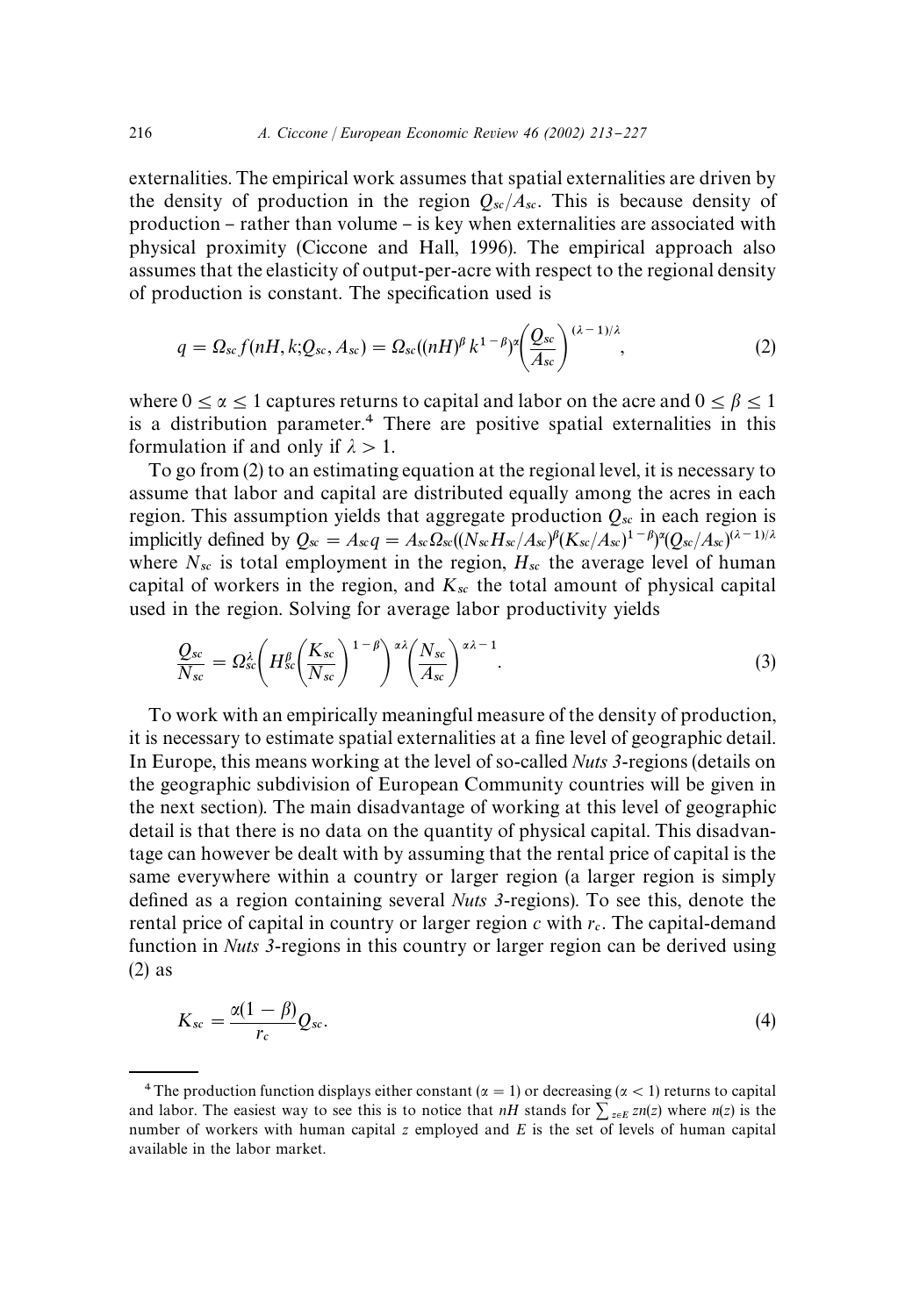externalities. The empirical work assumes that spatial externalities are driven by the density of production in the region $Q_{sc}/A_{sc}$. This is because density of production – rather than volume – is key when externalities are associated with physical proximity (Ciccone and Hall, 1996). The empirical approach also assumes that the elasticity of output-per-acre with respect to the regional density of production is constant. The specification used is

$$q = \Omega_{sc} f(nH, k; Q_{sc}, A_{sc}) = \Omega_{sc}((nH)^{\beta} k^{1-\beta})^{\alpha} \left(\frac{Q_{sc}}{A_{sc}}\right)^{(\lambda-1)/\lambda}, \tag{2}$$

where $0 \le \alpha \le 1$ captures returns to capital and labor on the acre and $0 \le \beta \le 1$ is a distribution parameter.[4] There are positive spatial externalities in this formulation if and only if $\lambda > 1$.

To go from (2) to an estimating equation at the regional level, it is necessary to assume that labor and capital are distributed equally among the acres in each region. This assumption yields that aggregate production $Q_{sc}$ in each region is implicitly defined by $Q_{sc} = A_{sc} q = A_{sc}\Omega_{sc}((N_{sc}H_{sc}/A_{sc})^{\beta}(K_{sc}/A_{sc})^{1-\beta})^{\alpha}(Q_{sc}/A_{sc})^{(\lambda-1)/\lambda}$ where $N_{sc}$ is total employment in the region, $H_{sc}$ the average level of human capital of workers in the region, and $K_{sc}$ the total amount of physical capital used in the region. Solving for average labor productivity yields

$$\frac{Q_{sc}}{N_{sc}} = \Omega_{sc}^{\lambda}\left(H_{sc}^{\beta}\left(\frac{K_{sc}}{N_{sc}}\right)^{1-\beta}\right)^{\alpha\lambda}\left(\frac{N_{sc}}{A_{sc}}\right)^{\alpha\lambda-1}. \tag{3}$$

To work with an empirically meaningful measure of the density of production, it is necessary to estimate spatial externalities at a fine level of geographic detail. In Europe, this means working at the level of so-called *Nuts 3*-regions (details on the geographic subdivision of European Community countries will be given in the next section). The main disadvantage of working at this level of geographic detail is that there is no data on the quantity of physical capital. This disadvantage can however be dealt with by assuming that the rental price of capital is the same everywhere within a country or larger region (a larger region is simply defined as a region containing several *Nuts 3*-regions). To see this, denote the rental price of capital in country or larger region $c$ with $r_c$. The capital-demand function in *Nuts 3*-regions in this country or larger region can be derived using (2) as

$$K_{sc} = \frac{\alpha(1-\beta)}{r_c} Q_{sc}. \tag{4}$$

[4] The production function displays either constant ($\alpha = 1$) or decreasing ($\alpha < 1$) returns to capital and labor. The easiest way to see this is to notice that $nH$ stands for $\sum_{z \in E} z n(z)$ where $n(z)$ is the number of workers with human capital $z$ employed and $E$ is the set of levels of human capital available in the labor market.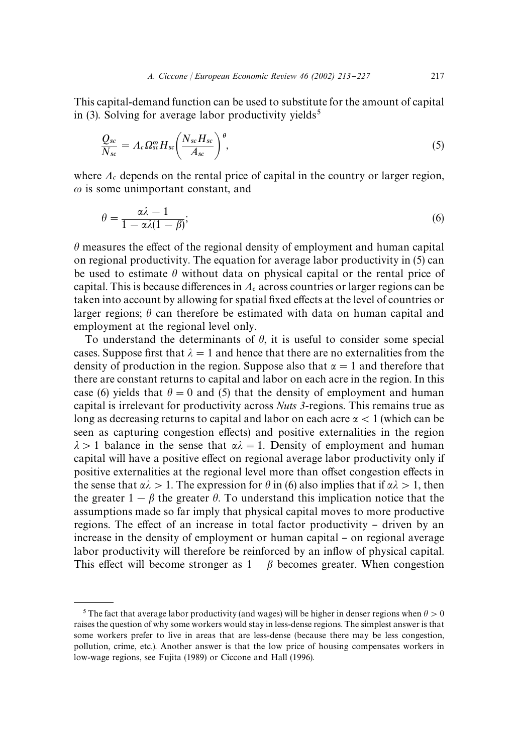This capital-demand function can be used to substitute for the amount of capital in (3). Solving for average labor productivity yields[5]

$$\frac{Q_{sc}}{N_{sc}} = \Lambda_c \Omega_{sc}^{\omega} H_{sc} \left( \frac{N_{sc} H_{sc}}{A_{sc}} \right)^{\theta}, \tag{5}$$

where $\Lambda_c$ depends on the rental price of capital in the country or larger region, $\omega$ is some unimportant constant, and

$$\theta = \frac{\alpha\lambda - 1}{1 - \alpha\lambda(1 - \beta)}; \tag{6}$$

$\theta$ measures the effect of the regional density of employment and human capital on regional productivity. The equation for average labor productivity in (5) can be used to estimate $\theta$ without data on physical capital or the rental price of capital. This is because differences in $\Lambda_c$ across countries or larger regions can be taken into account by allowing for spatial fixed effects at the level of countries or larger regions; $\theta$ can therefore be estimated with data on human capital and employment at the regional level only.

To understand the determinants of $\theta$, it is useful to consider some special cases. Suppose first that $\lambda = 1$ and hence that there are no externalities from the density of production in the region. Suppose also that $\alpha = 1$ and therefore that there are constant returns to capital and labor on each acre in the region. In this case (6) yields that $\theta = 0$ and (5) that the density of employment and human capital is irrelevant for productivity across *Nuts 3*-regions. This remains true as long as decreasing returns to capital and labor on each acre $\alpha < 1$ (which can be seen as capturing congestion effects) and positive externalities in the region $\lambda > 1$ balance in the sense that $\alpha\lambda = 1$. Density of employment and human capital will have a positive effect on regional average labor productivity only if positive externalities at the regional level more than offset congestion effects in the sense that $\alpha\lambda > 1$. The expression for $\theta$ in (6) also implies that if $\alpha\lambda > 1$, then the greater $1 - \beta$ the greater $\theta$. To understand this implication notice that the assumptions made so far imply that physical capital moves to more productive regions. The effect of an increase in total factor productivity – driven by an increase in the density of employment or human capital – on regional average labor productivity will therefore be reinforced by an inflow of physical capital. This effect will become stronger as $1 - \beta$ becomes greater. When congestion

[5] The fact that average labor productivity (and wages) will be higher in denser regions when $\theta > 0$ raises the question of why some workers would stay in less-dense regions. The simplest answer is that some workers prefer to live in areas that are less-dense (because there may be less congestion, pollution, crime, etc.). Another answer is that the low price of housing compensates workers in low-wage regions, see Fujita (1989) or Ciccone and Hall (1996).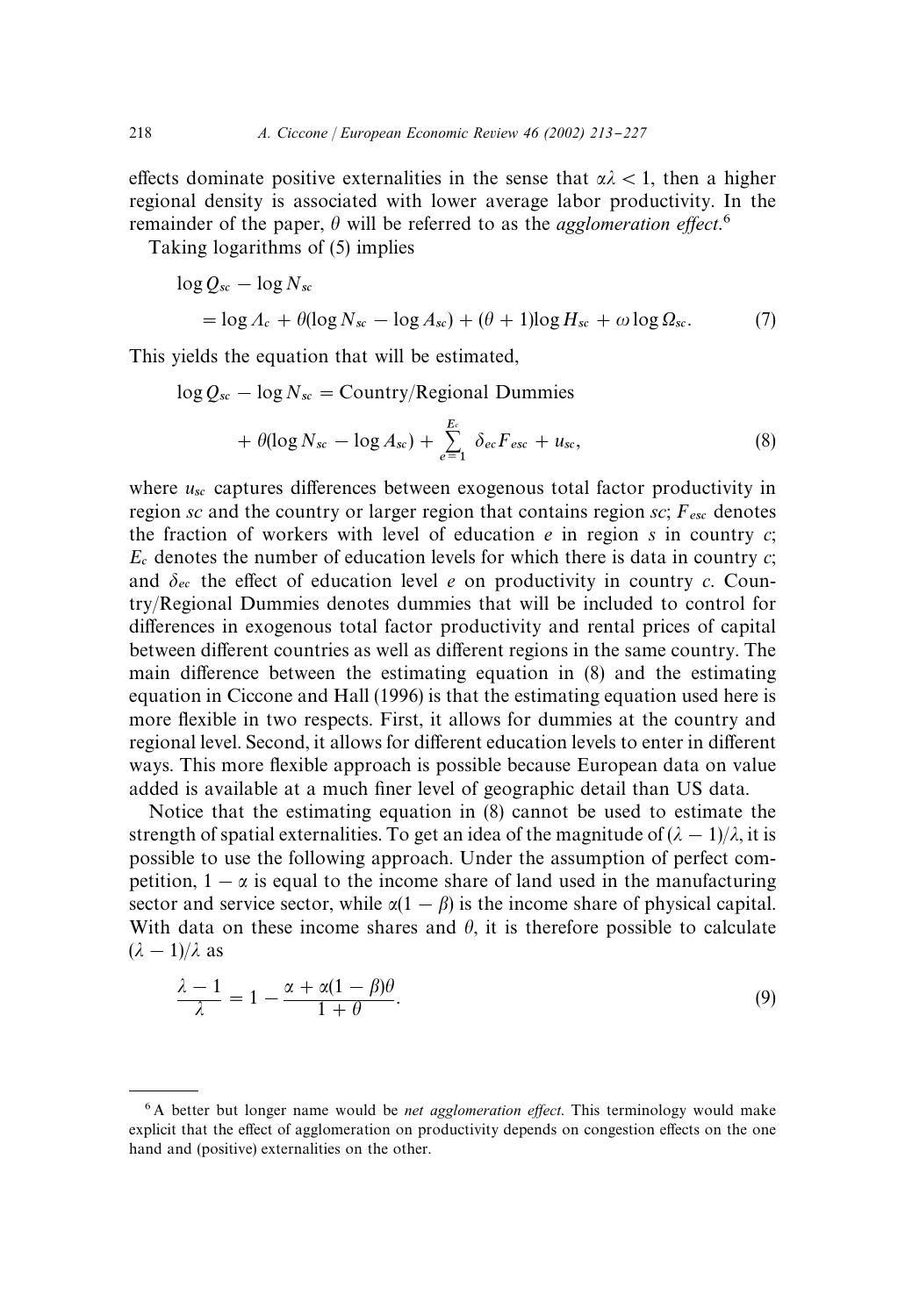effects dominate positive externalities in the sense that $\alpha\lambda < 1$, then a higher regional density is associated with lower average labor productivity. In the remainder of the paper, $\theta$ will be referred to as the *agglomeration effect*.[6]

Taking logarithms of (5) implies

$$\log Q_{sc} - \log N_{sc} = \log \Lambda_c + \theta(\log N_{sc} - \log A_{sc}) + (\theta + 1)\log H_{sc} + \omega \log \Omega_{sc}. \tag{7}$$

This yields the equation that will be estimated,

$$\log Q_{sc} - \log N_{sc} = \text{Country/Regional Dummies} + \theta(\log N_{sc} - \log A_{sc}) + \sum_{e=1}^{E_c} \delta_{ec} F_{esc} + u_{sc}, \tag{8}$$

where $u_{sc}$ captures differences between exogenous total factor productivity in region $sc$ and the country or larger region that contains region $sc$; $F_{esc}$ denotes the fraction of workers with level of education $e$ in region $s$ in country $c$; $E_c$ denotes the number of education levels for which there is data in country $c$; and $\delta_{ec}$ the effect of education level $e$ on productivity in country $c$. Country/Regional Dummies denotes dummies that will be included to control for differences in exogenous total factor productivity and rental prices of capital between different countries as well as different regions in the same country. The main difference between the estimating equation in (8) and the estimating equation in Ciccone and Hall (1996) is that the estimating equation used here is more flexible in two respects. First, it allows for dummies at the country and regional level. Second, it allows for different education levels to enter in different ways. This more flexible approach is possible because European data on value added is available at a much finer level of geographic detail than US data.

Notice that the estimating equation in (8) cannot be used to estimate the strength of spatial externalities. To get an idea of the magnitude of $(\lambda - 1)/\lambda$, it is possible to use the following approach. Under the assumption of perfect competition, $1 - \alpha$ is equal to the income share of land used in the manufacturing sector and service sector, while $\alpha(1 - \beta)$ is the income share of physical capital. With data on these income shares and $\theta$, it is therefore possible to calculate $(\lambda - 1)/\lambda$ as

$$\frac{\lambda - 1}{\lambda} = 1 - \frac{\alpha + \alpha(1 - \beta)\theta}{1 + \theta}. \tag{9}$$

[6] A better but longer name would be *net agglomeration effect*. This terminology would make explicit that the effect of agglomeration on productivity depends on congestion effects on the one hand and (positive) externalities on the other.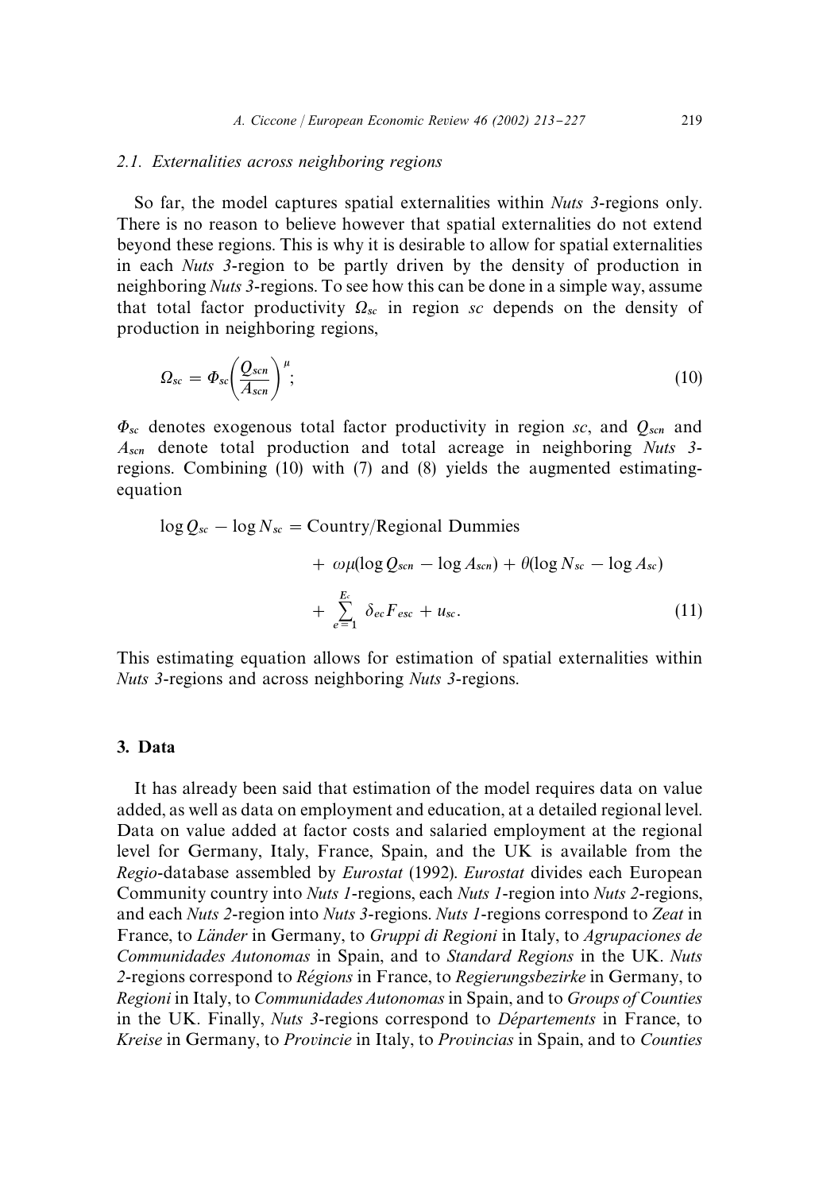### 2.1. Externalities across neighboring regions

So far, the model captures spatial externalities within *Nuts 3*-regions only. There is no reason to believe however that spatial externalities do not extend beyond these regions. This is why it is desirable to allow for spatial externalities in each *Nuts 3*-region to be partly driven by the density of production in neighboring *Nuts 3*-regions. To see how this can be done in a simple way, assume that total factor productivity $\Omega_{sc}$ in region *sc* depends on the density of production in neighboring regions,

$$\Omega_{sc} = \Phi_{sc}\left(\frac{Q_{scn}}{A_{scn}}\right)^{\mu}; \tag{10}$$

$\Phi_{sc}$ denotes exogenous total factor productivity in region *sc*, and $Q_{scn}$ and $A_{scn}$ denote total production and total acreage in neighboring *Nuts 3*-regions. Combining (10) with (7) and (8) yields the augmented estimating-equation

$$\begin{aligned}\log Q_{sc} - \log N_{sc} = {} & \text{Country/Regional Dummies} \\ & + \omega\mu(\log Q_{scn} - \log A_{scn}) + \theta(\log N_{sc} - \log A_{sc}) \\ & + \sum_{e=1}^{E_c} \delta_{ec} F_{esc} + u_{sc}. \end{aligned} \tag{11}$$

This estimating equation allows for estimation of spatial externalities within *Nuts 3*-regions and across neighboring *Nuts 3*-regions.

## 3. Data

It has already been said that estimation of the model requires data on value added, as well as data on employment and education, at a detailed regional level. Data on value added at factor costs and salaried employment at the regional level for Germany, Italy, France, Spain, and the UK is available from the *Regio*-database assembled by *Eurostat* (1992). *Eurostat* divides each European Community country into *Nuts 1*-regions, each *Nuts 1*-region into *Nuts 2*-regions, and each *Nuts 2*-region into *Nuts 3*-regions. *Nuts 1*-regions correspond to *Zeat* in France, to *Länder* in Germany, to *Gruppi di Regioni* in Italy, to *Agrupaciones de Communidades Autonomas* in Spain, and to *Standard Regions* in the UK. *Nuts 2*-regions correspond to *Régions* in France, to *Regierungsbezirke* in Germany, to *Regioni* in Italy, to *Communidades Autonomas* in Spain, and to *Groups of Counties* in the UK. Finally, *Nuts 3*-regions correspond to *Départements* in France, to *Kreise* in Germany, to *Provincie* in Italy, to *Provincias* in Spain, and to *Counties*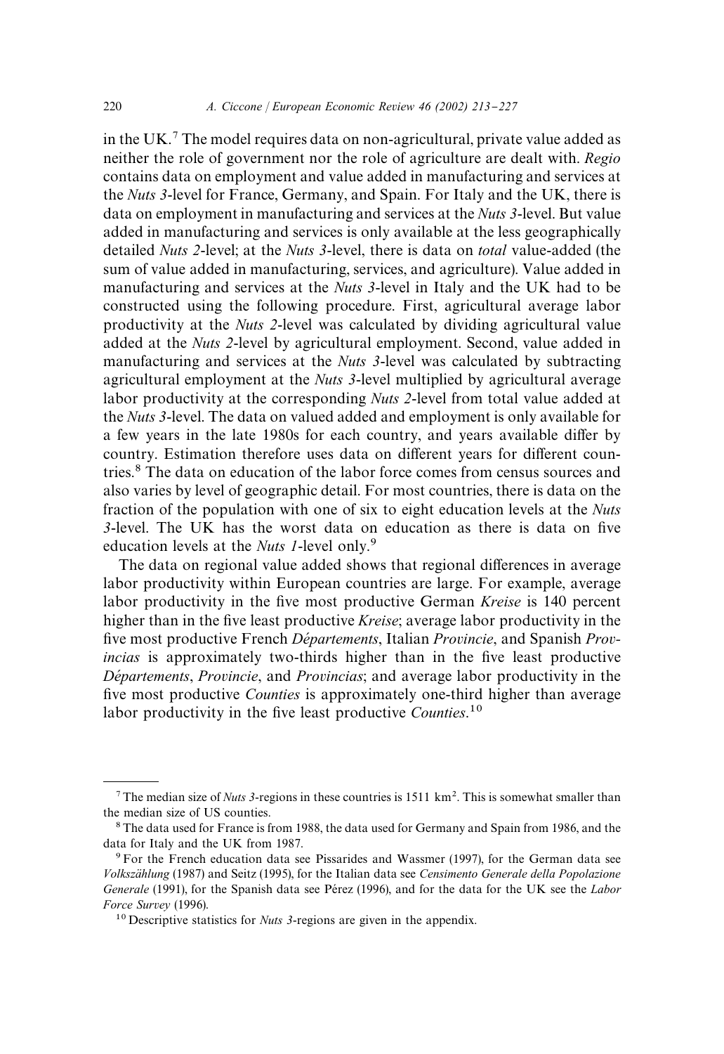in the UK.[7] The model requires data on non-agricultural, private value added as neither the role of government nor the role of agriculture are dealt with. *Regio* contains data on employment and value added in manufacturing and services at the *Nuts 3*-level for France, Germany, and Spain. For Italy and the UK, there is data on employment in manufacturing and services at the *Nuts 3*-level. But value added in manufacturing and services is only available at the less geographically detailed *Nuts 2*-level; at the *Nuts 3*-level, there is data on *total* value-added (the sum of value added in manufacturing, services, and agriculture). Value added in manufacturing and services at the *Nuts 3*-level in Italy and the UK had to be constructed using the following procedure. First, agricultural average labor productivity at the *Nuts 2*-level was calculated by dividing agricultural value added at the *Nuts 2*-level by agricultural employment. Second, value added in manufacturing and services at the *Nuts 3*-level was calculated by subtracting agricultural employment at the *Nuts 3*-level multiplied by agricultural average labor productivity at the corresponding *Nuts 2*-level from total value added at the *Nuts 3*-level. The data on valued added and employment is only available for a few years in the late 1980s for each country, and years available differ by country. Estimation therefore uses data on different years for different countries.[8] The data on education of the labor force comes from census sources and also varies by level of geographic detail. For most countries, there is data on the fraction of the population with one of six to eight education levels at the *Nuts 3*-level. The UK has the worst data on education as there is data on five education levels at the *Nuts 1*-level only.[9]

The data on regional value added shows that regional differences in average labor productivity within European countries are large. For example, average labor productivity in the five most productive German *Kreise* is 140 percent higher than in the five least productive *Kreise*; average labor productivity in the five most productive French *Départements*, Italian *Provincie*, and Spanish *Provincias* is approximately two-thirds higher than in the five least productive *Départements*, *Provincie*, and *Provincias*; and average labor productivity in the five most productive *Counties* is approximately one-third higher than average labor productivity in the five least productive *Counties*.[10]

---

[7] The median size of *Nuts 3*-regions in these countries is 1511 km$^2$. This is somewhat smaller than the median size of US counties.

[8] The data used for France is from 1988, the data used for Germany and Spain from 1986, and the data for Italy and the UK from 1987.

[9] For the French education data see Pissarides and Wassmer (1997), for the German data see *Volkszählung* (1987) and Seitz (1995), for the Italian data see *Censimento Generale della Popolazione Generale* (1991), for the Spanish data see Pérez (1996), and for the data for the UK see the *Labor Force Survey* (1996).

[10] Descriptive statistics for *Nuts 3*-regions are given in the appendix.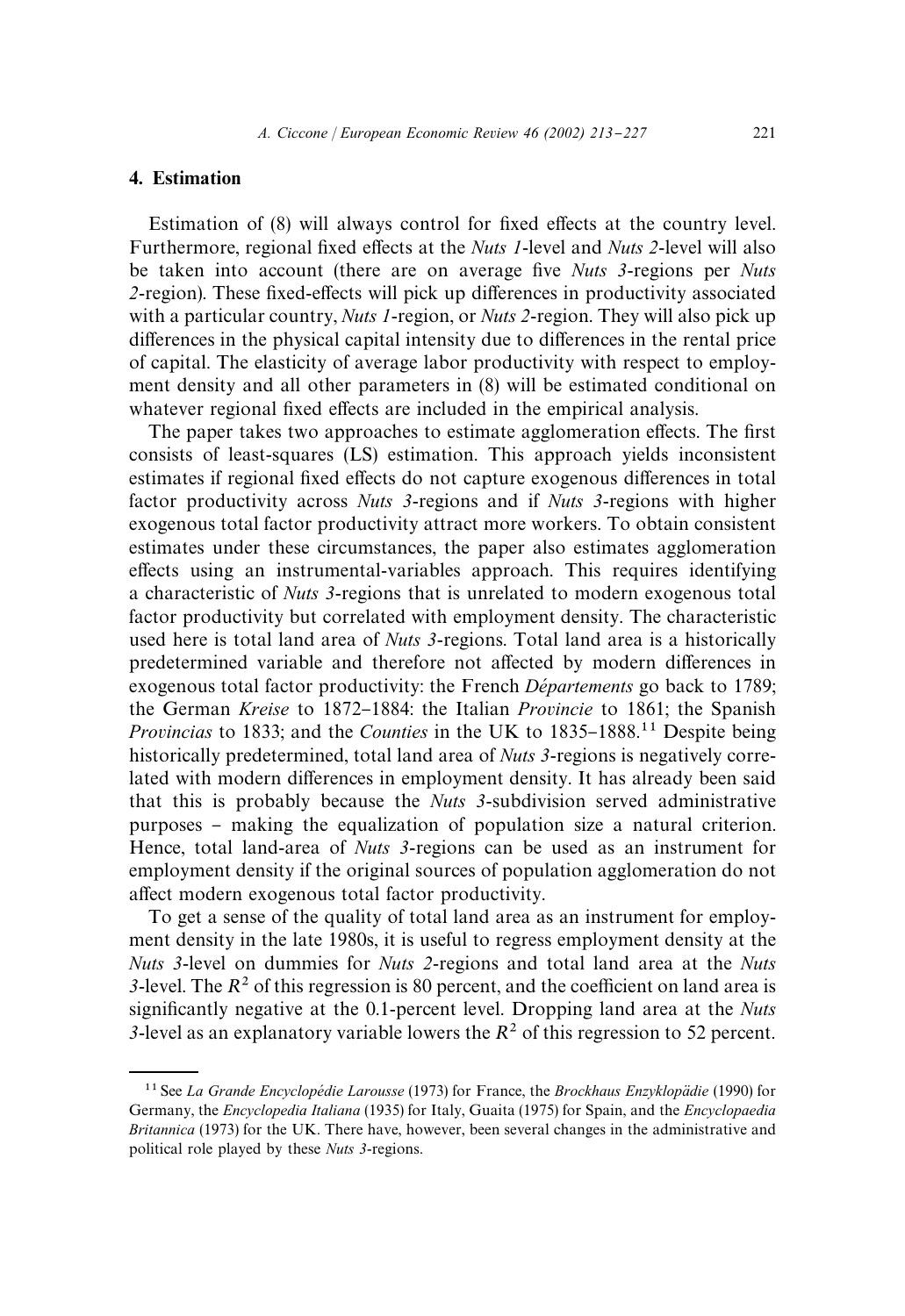## 4. Estimation

Estimation of (8) will always control for fixed effects at the country level. Furthermore, regional fixed effects at the *Nuts 1*-level and *Nuts 2*-level will also be taken into account (there are on average five *Nuts 3*-regions per *Nuts 2*-region). These fixed-effects will pick up differences in productivity associated with a particular country, *Nuts 1*-region, or *Nuts 2*-region. They will also pick up differences in the physical capital intensity due to differences in the rental price of capital. The elasticity of average labor productivity with respect to employment density and all other parameters in (8) will be estimated conditional on whatever regional fixed effects are included in the empirical analysis.

The paper takes two approaches to estimate agglomeration effects. The first consists of least-squares (LS) estimation. This approach yields inconsistent estimates if regional fixed effects do not capture exogenous differences in total factor productivity across *Nuts 3*-regions and if *Nuts 3*-regions with higher exogenous total factor productivity attract more workers. To obtain consistent estimates under these circumstances, the paper also estimates agglomeration effects using an instrumental-variables approach. This requires identifying a characteristic of *Nuts 3*-regions that is unrelated to modern exogenous total factor productivity but correlated with employment density. The characteristic used here is total land area of *Nuts 3*-regions. Total land area is a historically predetermined variable and therefore not affected by modern differences in exogenous total factor productivity: the French *Départements* go back to 1789; the German *Kreise* to 1872–1884: the Italian *Provincie* to 1861; the Spanish *Provincias* to 1833; and the *Counties* in the UK to 1835–1888.[11] Despite being historically predetermined, total land area of *Nuts 3*-regions is negatively correlated with modern differences in employment density. It has already been said that this is probably because the *Nuts 3*-subdivision served administrative purposes – making the equalization of population size a natural criterion. Hence, total land-area of *Nuts 3*-regions can be used as an instrument for employment density if the original sources of population agglomeration do not affect modern exogenous total factor productivity.

To get a sense of the quality of total land area as an instrument for employment density in the late 1980s, it is useful to regress employment density at the *Nuts 3*-level on dummies for *Nuts 2*-regions and total land area at the *Nuts 3*-level. The $R^2$ of this regression is 80 percent, and the coefficient on land area is significantly negative at the 0.1-percent level. Dropping land area at the *Nuts 3*-level as an explanatory variable lowers the $R^2$ of this regression to 52 percent.

---

[11] See *La Grande Encyclopédie Larousse* (1973) for France, the *Brockhaus Enzyklopädie* (1990) for Germany, the *Encyclopedia Italiana* (1935) for Italy, Guaita (1975) for Spain, and the *Encyclopaedia Britannica* (1973) for the UK. There have, however, been several changes in the administrative and political role played by these *Nuts 3*-regions.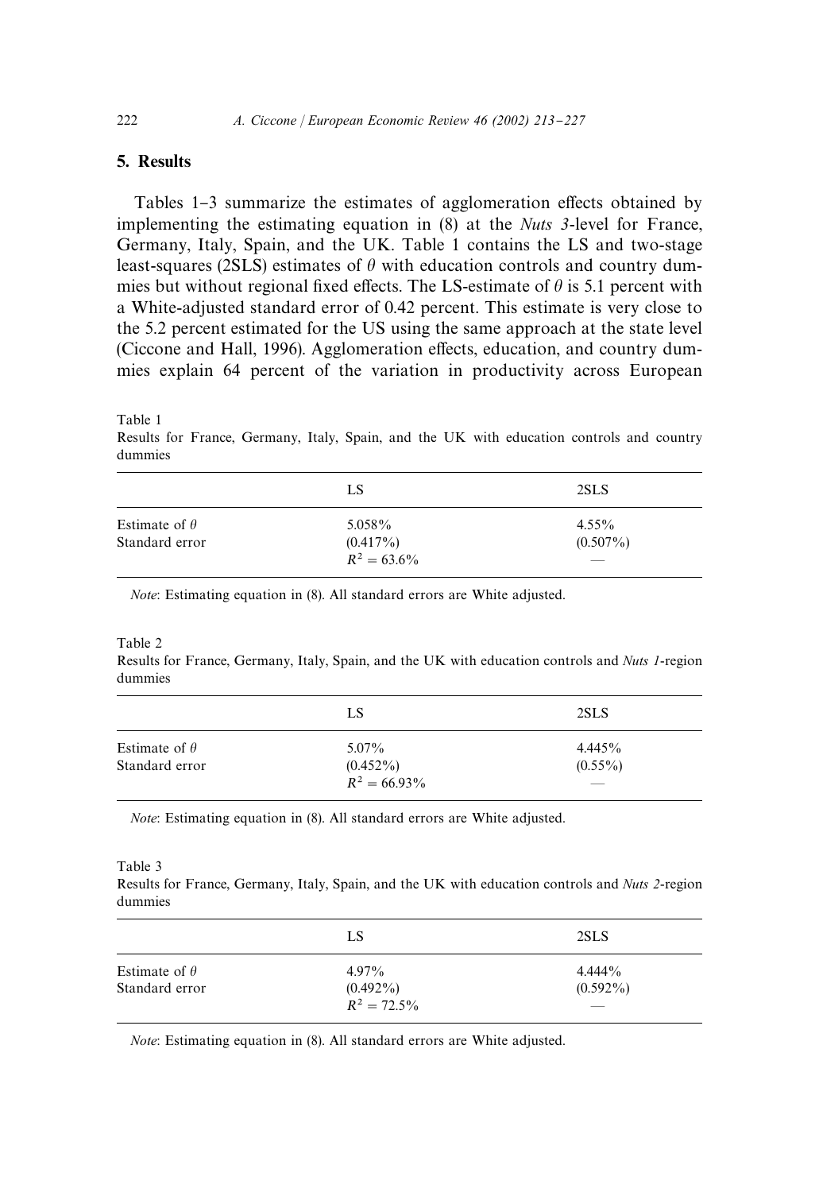## 5. Results

Tables 1–3 summarize the estimates of agglomeration effects obtained by implementing the estimating equation in (8) at the *Nuts 3*-level for France, Germany, Italy, Spain, and the UK. Table 1 contains the LS and two-stage least-squares (2SLS) estimates of $\theta$ with education controls and country dummies but without regional fixed effects. The LS-estimate of $\theta$ is 5.1 percent with a White-adjusted standard error of 0.42 percent. This estimate is very close to the 5.2 percent estimated for the US using the same approach at the state level (Ciccone and Hall, 1996). Agglomeration effects, education, and country dummies explain 64 percent of the variation in productivity across European

Table 1
Results for France, Germany, Italy, Spain, and the UK with education controls and country dummies

| | LS | 2SLS |
|---|---|---|
| Estimate of $\theta$ | 5.058% | 4.55% |
| Standard error | (0.417%) | (0.507%) |
| | $R^2 = 63.6\%$ | — |

*Note*: Estimating equation in (8). All standard errors are White adjusted.

Table 2
Results for France, Germany, Italy, Spain, and the UK with education controls and *Nuts 1*-region dummies

| | LS | 2SLS |
|---|---|---|
| Estimate of $\theta$ | 5.07% | 4.445% |
| Standard error | (0.452%) | (0.55%) |
| | $R^2 = 66.93\%$ | — |

*Note*: Estimating equation in (8). All standard errors are White adjusted.

Table 3
Results for France, Germany, Italy, Spain, and the UK with education controls and *Nuts 2*-region dummies

| | LS | 2SLS |
|---|---|---|
| Estimate of $\theta$ | 4.97% | 4.444% |
| Standard error | (0.492%) | (0.592%) |
| | $R^2 = 72.5\%$ | — |

*Note*: Estimating equation in (8). All standard errors are White adjusted.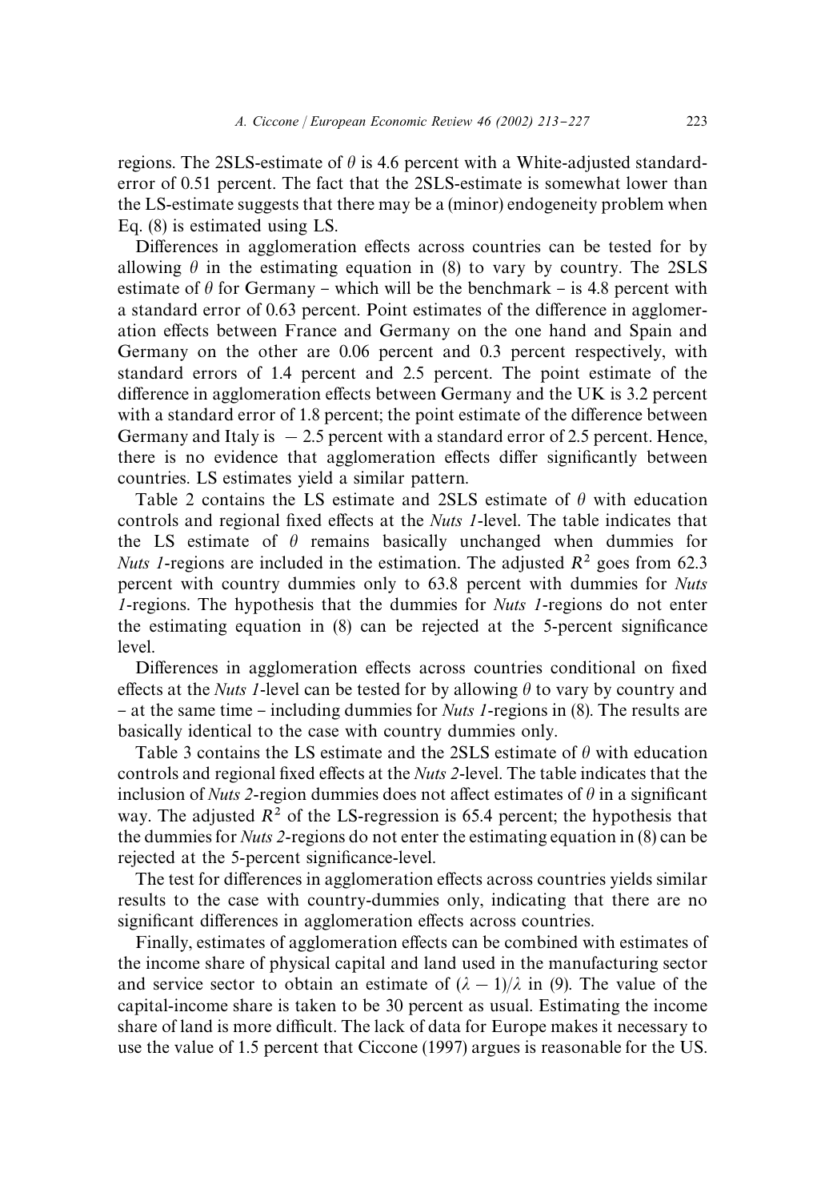regions. The 2SLS-estimate of $\theta$ is 4.6 percent with a White-adjusted standard-error of 0.51 percent. The fact that the 2SLS-estimate is somewhat lower than the LS-estimate suggests that there may be a (minor) endogeneity problem when Eq. (8) is estimated using LS.

Differences in agglomeration effects across countries can be tested for by allowing $\theta$ in the estimating equation in (8) to vary by country. The 2SLS estimate of $\theta$ for Germany – which will be the benchmark – is 4.8 percent with a standard error of 0.63 percent. Point estimates of the difference in agglomeration effects between France and Germany on the one hand and Spain and Germany on the other are 0.06 percent and 0.3 percent respectively, with standard errors of 1.4 percent and 2.5 percent. The point estimate of the difference in agglomeration effects between Germany and the UK is 3.2 percent with a standard error of 1.8 percent; the point estimate of the difference between Germany and Italy is $-2.5$ percent with a standard error of 2.5 percent. Hence, there is no evidence that agglomeration effects differ significantly between countries. LS estimates yield a similar pattern.

Table 2 contains the LS estimate and 2SLS estimate of $\theta$ with education controls and regional fixed effects at the *Nuts 1*-level. The table indicates that the LS estimate of $\theta$ remains basically unchanged when dummies for *Nuts 1*-regions are included in the estimation. The adjusted $R^2$ goes from 62.3 percent with country dummies only to 63.8 percent with dummies for *Nuts 1*-regions. The hypothesis that the dummies for *Nuts 1*-regions do not enter the estimating equation in (8) can be rejected at the 5-percent significance level.

Differences in agglomeration effects across countries conditional on fixed effects at the *Nuts 1*-level can be tested for by allowing $\theta$ to vary by country and – at the same time – including dummies for *Nuts 1*-regions in (8). The results are basically identical to the case with country dummies only.

Table 3 contains the LS estimate and the 2SLS estimate of $\theta$ with education controls and regional fixed effects at the *Nuts 2*-level. The table indicates that the inclusion of *Nuts 2*-region dummies does not affect estimates of $\theta$ in a significant way. The adjusted $R^2$ of the LS-regression is 65.4 percent; the hypothesis that the dummies for *Nuts 2*-regions do not enter the estimating equation in (8) can be rejected at the 5-percent significance-level.

The test for differences in agglomeration effects across countries yields similar results to the case with country-dummies only, indicating that there are no significant differences in agglomeration effects across countries.

Finally, estimates of agglomeration effects can be combined with estimates of the income share of physical capital and land used in the manufacturing sector and service sector to obtain an estimate of $(\lambda - 1)/\lambda$ in (9). The value of the capital-income share is taken to be 30 percent as usual. Estimating the income share of land is more difficult. The lack of data for Europe makes it necessary to use the value of 1.5 percent that Ciccone (1997) argues is reasonable for the US.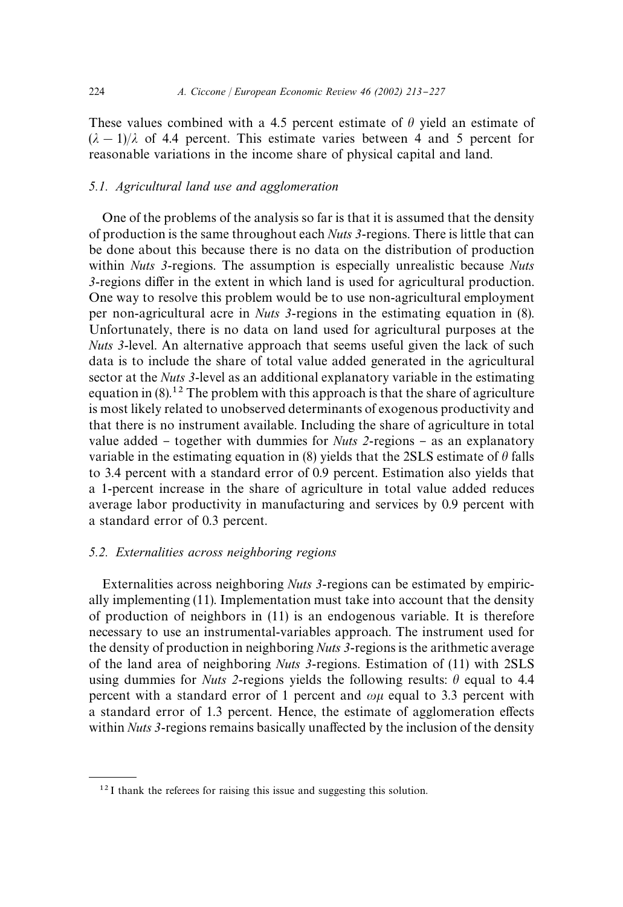These values combined with a 4.5 percent estimate of $\theta$ yield an estimate of $(\lambda - 1)/\lambda$ of 4.4 percent. This estimate varies between 4 and 5 percent for reasonable variations in the income share of physical capital and land.

### 5.1. Agricultural land use and agglomeration

One of the problems of the analysis so far is that it is assumed that the density of production is the same throughout each *Nuts 3*-regions. There is little that can be done about this because there is no data on the distribution of production within *Nuts 3*-regions. The assumption is especially unrealistic because *Nuts 3*-regions differ in the extent in which land is used for agricultural production. One way to resolve this problem would be to use non-agricultural employment per non-agricultural acre in *Nuts 3*-regions in the estimating equation in (8). Unfortunately, there is no data on land used for agricultural purposes at the *Nuts 3*-level. An alternative approach that seems useful given the lack of such data is to include the share of total value added generated in the agricultural sector at the *Nuts 3*-level as an additional explanatory variable in the estimating equation in (8).[12] The problem with this approach is that the share of agriculture is most likely related to unobserved determinants of exogenous productivity and that there is no instrument available. Including the share of agriculture in total value added – together with dummies for *Nuts 2*-regions – as an explanatory variable in the estimating equation in (8) yields that the 2SLS estimate of $\theta$ falls to 3.4 percent with a standard error of 0.9 percent. Estimation also yields that a 1-percent increase in the share of agriculture in total value added reduces average labor productivity in manufacturing and services by 0.9 percent with a standard error of 0.3 percent.

### 5.2. Externalities across neighboring regions

Externalities across neighboring *Nuts 3*-regions can be estimated by empirically implementing (11). Implementation must take into account that the density of production of neighbors in (11) is an endogenous variable. It is therefore necessary to use an instrumental-variables approach. The instrument used for the density of production in neighboring *Nuts 3*-regions is the arithmetic average of the land area of neighboring *Nuts 3*-regions. Estimation of (11) with 2SLS using dummies for *Nuts 2*-regions yields the following results: $\theta$ equal to 4.4 percent with a standard error of 1 percent and $\omega\mu$ equal to 3.3 percent with a standard error of 1.3 percent. Hence, the estimate of agglomeration effects within *Nuts 3*-regions remains basically unaffected by the inclusion of the density

[12] I thank the referees for raising this issue and suggesting this solution.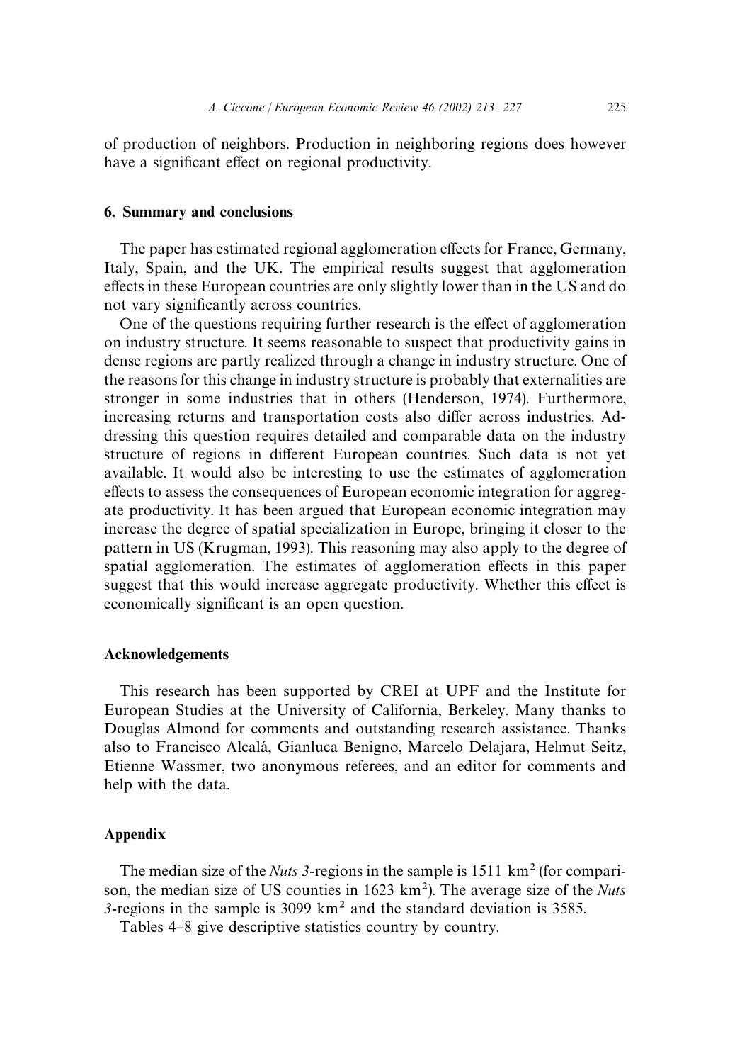of production of neighbors. Production in neighboring regions does however have a significant effect on regional productivity.

## 6. Summary and conclusions

The paper has estimated regional agglomeration effects for France, Germany, Italy, Spain, and the UK. The empirical results suggest that agglomeration effects in these European countries are only slightly lower than in the US and do not vary significantly across countries.

One of the questions requiring further research is the effect of agglomeration on industry structure. It seems reasonable to suspect that productivity gains in dense regions are partly realized through a change in industry structure. One of the reasons for this change in industry structure is probably that externalities are stronger in some industries that in others (Henderson, 1974). Furthermore, increasing returns and transportation costs also differ across industries. Addressing this question requires detailed and comparable data on the industry structure of regions in different European countries. Such data is not yet available. It would also be interesting to use the estimates of agglomeration effects to assess the consequences of European economic integration for aggregate productivity. It has been argued that European economic integration may increase the degree of spatial specialization in Europe, bringing it closer to the pattern in US (Krugman, 1993). This reasoning may also apply to the degree of spatial agglomeration. The estimates of agglomeration effects in this paper suggest that this would increase aggregate productivity. Whether this effect is economically significant is an open question.

## Acknowledgements

This research has been supported by CREI at UPF and the Institute for European Studies at the University of California, Berkeley. Many thanks to Douglas Almond for comments and outstanding research assistance. Thanks also to Francisco Alcalá, Gianluca Benigno, Marcelo Delajara, Helmut Seitz, Etienne Wassmer, two anonymous referees, and an editor for comments and help with the data.

## Appendix

The median size of the *Nuts 3*-regions in the sample is 1511 $km^2$ (for comparison, the median size of US counties in 1623 $km^2$). The average size of the *Nuts 3*-regions in the sample is 3099 $km^2$ and the standard deviation is 3585.

Tables 4–8 give descriptive statistics country by country.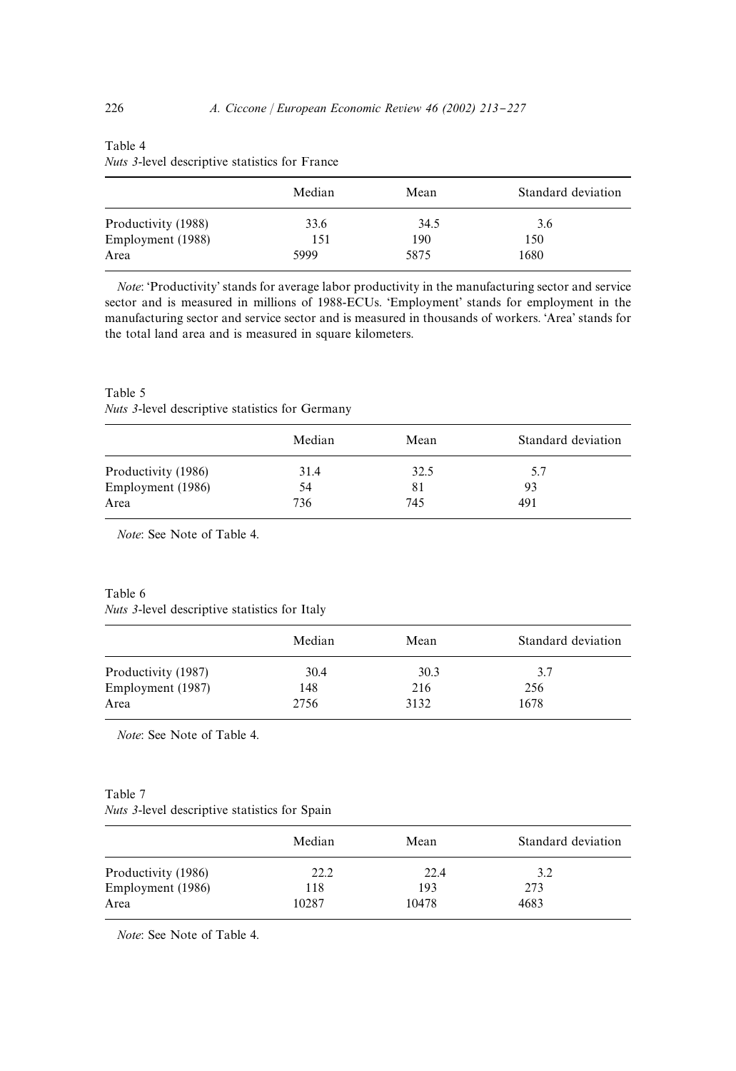Table 4
*Nuts 3*-level descriptive statistics for France

| | Median | Mean | Standard deviation |
|---|---|---|---|
| Productivity (1988) | 33.6 | 34.5 | 3.6 |
| Employment (1988) | 151 | 190 | 150 |
| Area | 5999 | 5875 | 1680 |

*Note*: 'Productivity' stands for average labor productivity in the manufacturing sector and service sector and is measured in millions of 1988-ECUs. 'Employment' stands for employment in the manufacturing sector and service sector and is measured in thousands of workers. 'Area' stands for the total land area and is measured in square kilometers.

Table 5
*Nuts 3*-level descriptive statistics for Germany

| | Median | Mean | Standard deviation |
|---|---|---|---|
| Productivity (1986) | 31.4 | 32.5 | 5.7 |
| Employment (1986) | 54 | 81 | 93 |
| Area | 736 | 745 | 491 |

*Note*: See Note of Table 4.

Table 6
*Nuts 3*-level descriptive statistics for Italy

| | Median | Mean | Standard deviation |
|---|---|---|---|
| Productivity (1987) | 30.4 | 30.3 | 3.7 |
| Employment (1987) | 148 | 216 | 256 |
| Area | 2756 | 3132 | 1678 |

*Note*: See Note of Table 4.

Table 7
*Nuts 3*-level descriptive statistics for Spain

| | Median | Mean | Standard deviation |
|---|---|---|---|
| Productivity (1986) | 22.2 | 22.4 | 3.2 |
| Employment (1986) | 118 | 193 | 273 |
| Area | 10287 | 10478 | 4683 |

*Note*: See Note of Table 4.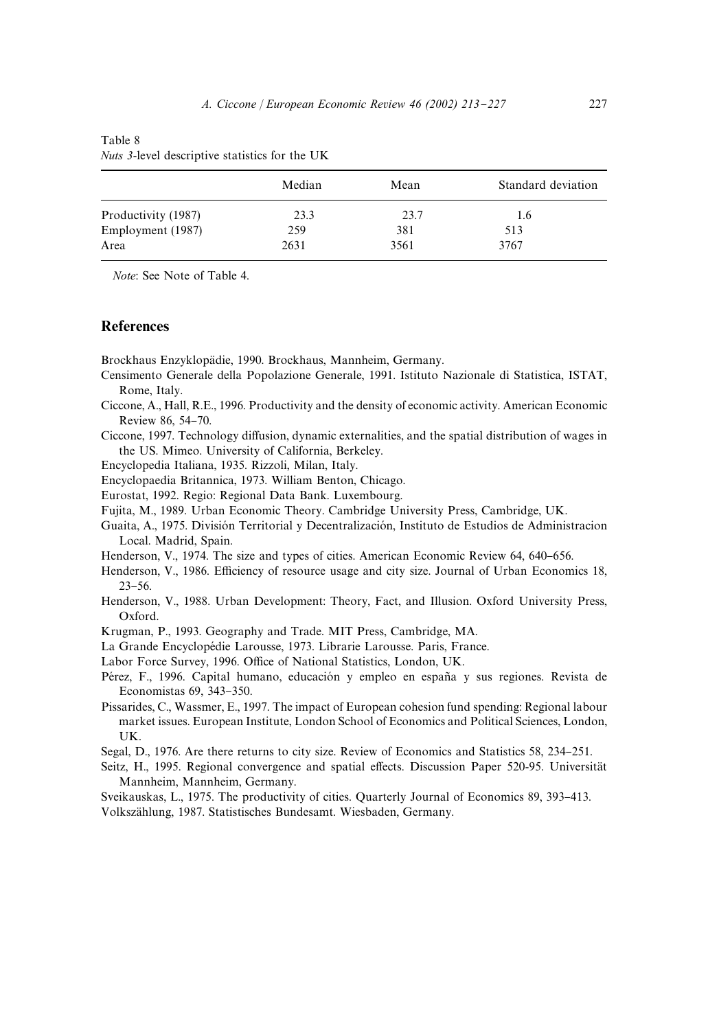Table 8
*Nuts 3*-level descriptive statistics for the UK

| | Median | Mean | Standard deviation |
|---|---|---|---|
| Productivity (1987) | 23.3 | 23.7 | 1.6 |
| Employment (1987) | 259 | 381 | 513 |
| Area | 2631 | 3561 | 3767 |

*Note*: See Note of Table 4.

## References

Brockhaus Enzyklopädie, 1990. Brockhaus, Mannheim, Germany.

Censimento Generale della Popolazione Generale, 1991. Istituto Nazionale di Statistica, ISTAT, Rome, Italy.

Ciccone, A., Hall, R.E., 1996. Productivity and the density of economic activity. American Economic Review 86, 54–70.

Ciccone, 1997. Technology diffusion, dynamic externalities, and the spatial distribution of wages in the US. Mimeo. University of California, Berkeley.

Encyclopedia Italiana, 1935. Rizzoli, Milan, Italy.

Encyclopaedia Britannica, 1973. William Benton, Chicago.

Eurostat, 1992. Regio: Regional Data Bank. Luxembourg.

Fujita, M., 1989. Urban Economic Theory. Cambridge University Press, Cambridge, UK.

Guaita, A., 1975. División Territorial y Decentralización, Instituto de Estudios de Administracion Local. Madrid, Spain.

Henderson, V., 1974. The size and types of cities. American Economic Review 64, 640–656.

Henderson, V., 1986. Efficiency of resource usage and city size. Journal of Urban Economics 18, 23–56.

Henderson, V., 1988. Urban Development: Theory, Fact, and Illusion. Oxford University Press, Oxford.

Krugman, P., 1993. Geography and Trade. MIT Press, Cambridge, MA.

La Grande Encyclopédie Larousse, 1973. Librarie Larousse. Paris, France.

Labor Force Survey, 1996. Office of National Statistics, London, UK.

Pérez, F., 1996. Capital humano, educación y empleo en españa y sus regiones. Revista de Economistas 69, 343–350.

Pissarides, C., Wassmer, E., 1997. The impact of European cohesion fund spending: Regional labour market issues. European Institute, London School of Economics and Political Sciences, London, UK.

Segal, D., 1976. Are there returns to city size. Review of Economics and Statistics 58, 234–251.

Seitz, H., 1995. Regional convergence and spatial effects. Discussion Paper 520-95. Universität Mannheim, Mannheim, Germany.

Sveikauskas, L., 1975. The productivity of cities. Quarterly Journal of Economics 89, 393–413.

Volkszählung, 1987. Statistisches Bundesamt. Wiesbaden, Germany.